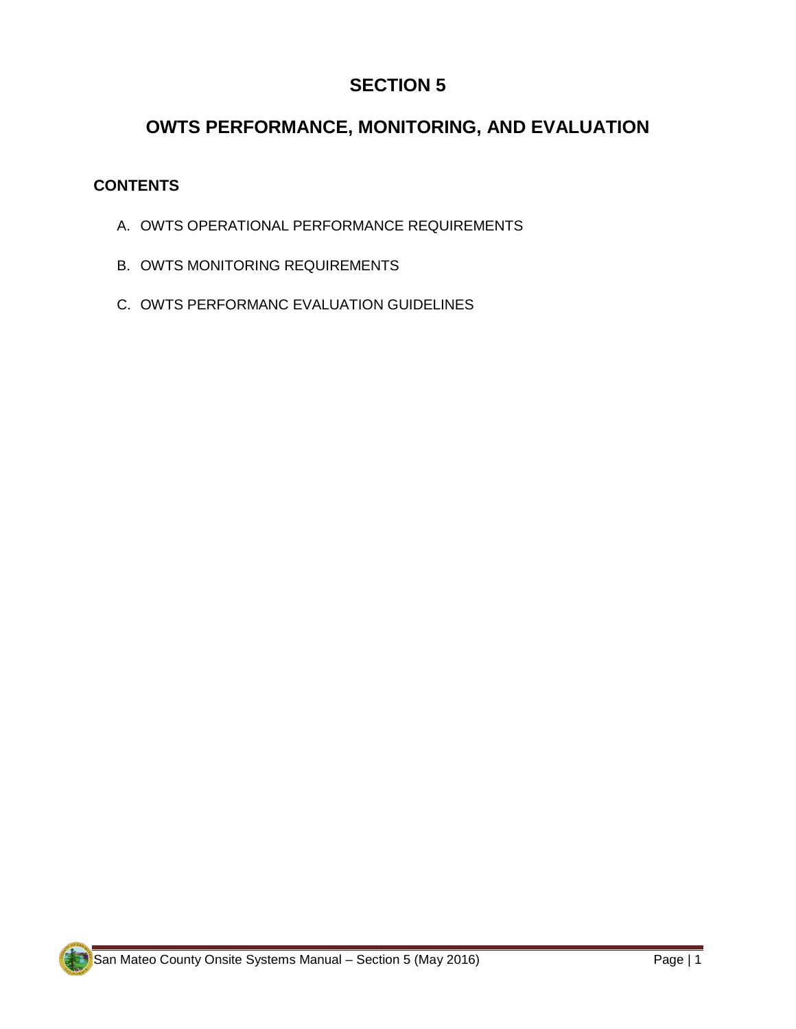# SECTION 5

# OWTS PERFORMANCE, MONITORING, AND EVALUATION

## CONTENTS

A. OWTS OPERATIONAL PERFORMANCE REQUIREMENTS

B. OWTS MONITORING REQUIREMENTS

C. OWTS PERFORMANC EVALUATION GUIDELINES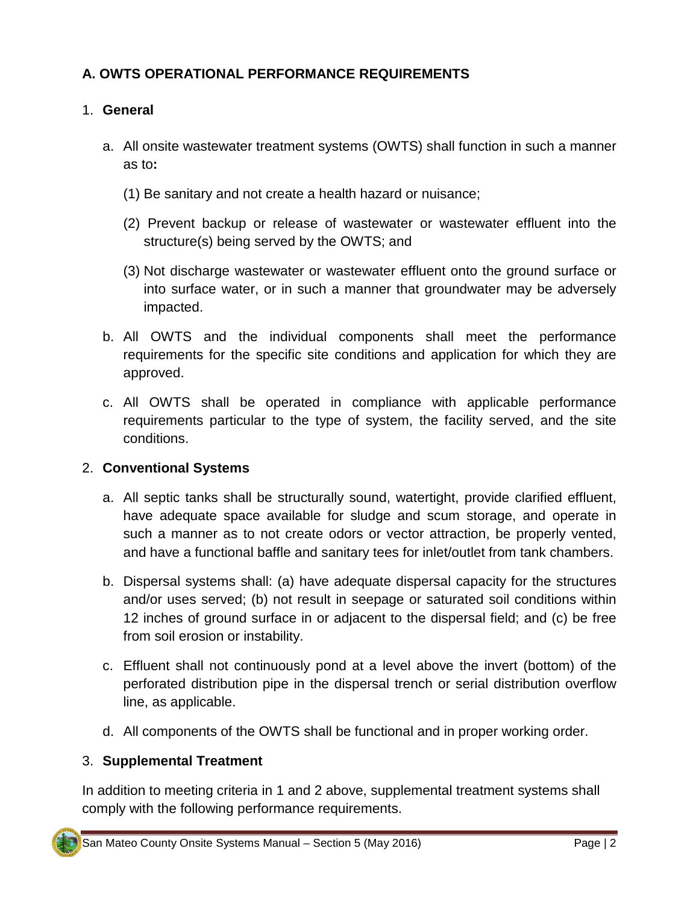## A. OWTS OPERATIONAL PERFORMANCE REQUIREMENTS

### 1. General

a. All onsite wastewater treatment systems (OWTS) shall function in such a manner as to**:**

(1) Be sanitary and not create a health hazard or nuisance;

(2) Prevent backup or release of wastewater or wastewater effluent into the structure(s) being served by the OWTS; and

(3) Not discharge wastewater or wastewater effluent onto the ground surface or into surface water, or in such a manner that groundwater may be adversely impacted.

b. All OWTS and the individual components shall meet the performance requirements for the specific site conditions and application for which they are approved.

c. All OWTS shall be operated in compliance with applicable performance requirements particular to the type of system, the facility served, and the site conditions.

### 2. Conventional Systems

a. All septic tanks shall be structurally sound, watertight, provide clarified effluent, have adequate space available for sludge and scum storage, and operate in such a manner as to not create odors or vector attraction, be properly vented, and have a functional baffle and sanitary tees for inlet/outlet from tank chambers.

b. Dispersal systems shall: (a) have adequate dispersal capacity for the structures and/or uses served; (b) not result in seepage or saturated soil conditions within 12 inches of ground surface in or adjacent to the dispersal field; and (c) be free from soil erosion or instability.

c. Effluent shall not continuously pond at a level above the invert (bottom) of the perforated distribution pipe in the dispersal trench or serial distribution overflow line, as applicable.

d. All components of the OWTS shall be functional and in proper working order.

### 3. Supplemental Treatment

In addition to meeting criteria in 1 and 2 above, supplemental treatment systems shall comply with the following performance requirements.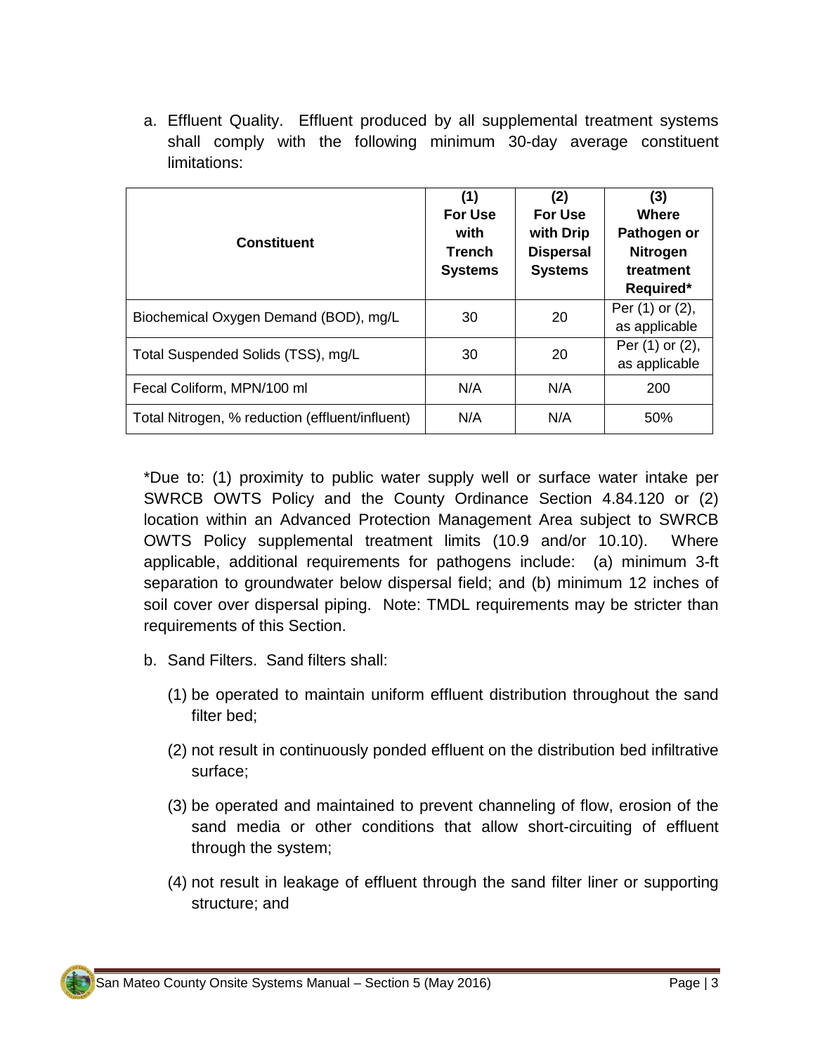a. Effluent Quality. Effluent produced by all supplemental treatment systems shall comply with the following minimum 30-day average constituent limitations:

| Constituent | (1) For Use with Trench Systems | (2) For Use with Drip Dispersal Systems | (3) Where Pathogen or Nitrogen treatment Required* |
|---|---|---|---|
| Biochemical Oxygen Demand (BOD), mg/L | 30 | 20 | Per (1) or (2), as applicable |
| Total Suspended Solids (TSS), mg/L | 30 | 20 | Per (1) or (2), as applicable |
| Fecal Coliform, MPN/100 ml | N/A | N/A | 200 |
| Total Nitrogen, % reduction (effluent/influent) | N/A | N/A | 50% |

*Due to: (1) proximity to public water supply well or surface water intake per SWRCB OWTS Policy and the County Ordinance Section 4.84.120 or (2) location within an Advanced Protection Management Area subject to SWRCB OWTS Policy supplemental treatment limits (10.9 and/or 10.10). Where applicable, additional requirements for pathogens include: (a) minimum 3-ft separation to groundwater below dispersal field; and (b) minimum 12 inches of soil cover over dispersal piping. Note: TMDL requirements may be stricter than requirements of this Section.

b. Sand Filters. Sand filters shall:

(1) be operated to maintain uniform effluent distribution throughout the sand filter bed;

(2) not result in continuously ponded effluent on the distribution bed infiltrative surface;

(3) be operated and maintained to prevent channeling of flow, erosion of the sand media or other conditions that allow short-circuiting of effluent through the system;

(4) not result in leakage of effluent through the sand filter liner or supporting structure; and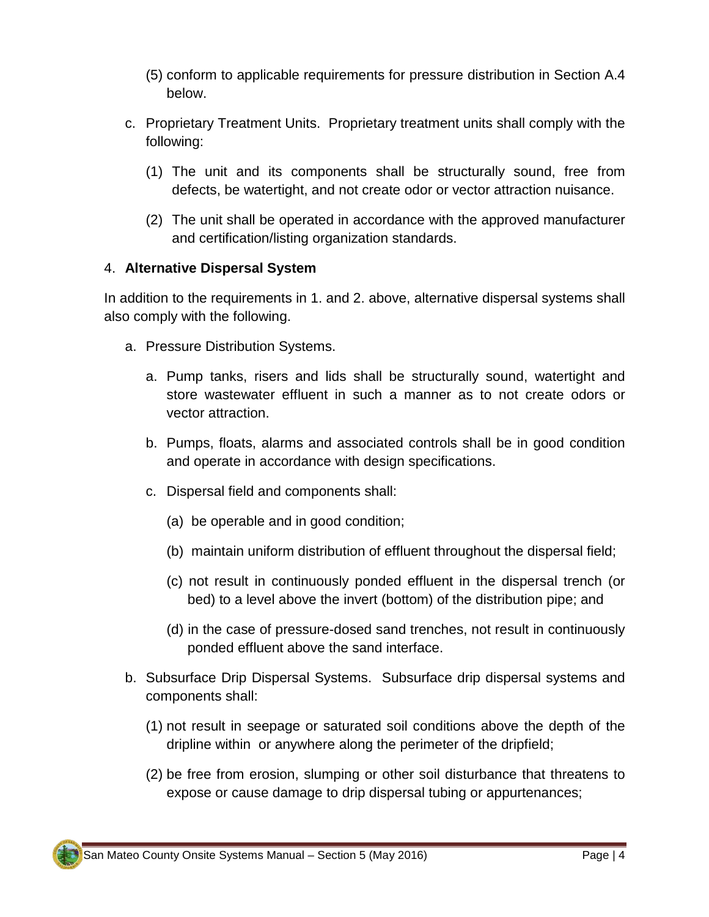(5) conform to applicable requirements for pressure distribution in Section A.4 below.

c. Proprietary Treatment Units. Proprietary treatment units shall comply with the following:

   (1) The unit and its components shall be structurally sound, free from defects, be watertight, and not create odor or vector attraction nuisance.

   (2) The unit shall be operated in accordance with the approved manufacturer and certification/listing organization standards.

4. **Alternative Dispersal System**

In addition to the requirements in 1. and 2. above, alternative dispersal systems shall also comply with the following.

a. Pressure Distribution Systems.

   a. Pump tanks, risers and lids shall be structurally sound, watertight and store wastewater effluent in such a manner as to not create odors or vector attraction.

   b. Pumps, floats, alarms and associated controls shall be in good condition and operate in accordance with design specifications.

   c. Dispersal field and components shall:

      (a) be operable and in good condition;

      (b) maintain uniform distribution of effluent throughout the dispersal field;

      (c) not result in continuously ponded effluent in the dispersal trench (or bed) to a level above the invert (bottom) of the distribution pipe; and

      (d) in the case of pressure-dosed sand trenches, not result in continuously ponded effluent above the sand interface.

b. Subsurface Drip Dispersal Systems. Subsurface drip dispersal systems and components shall:

   (1) not result in seepage or saturated soil conditions above the depth of the dripline within or anywhere along the perimeter of the dripfield;

   (2) be free from erosion, slumping or other soil disturbance that threatens to expose or cause damage to drip dispersal tubing or appurtenances;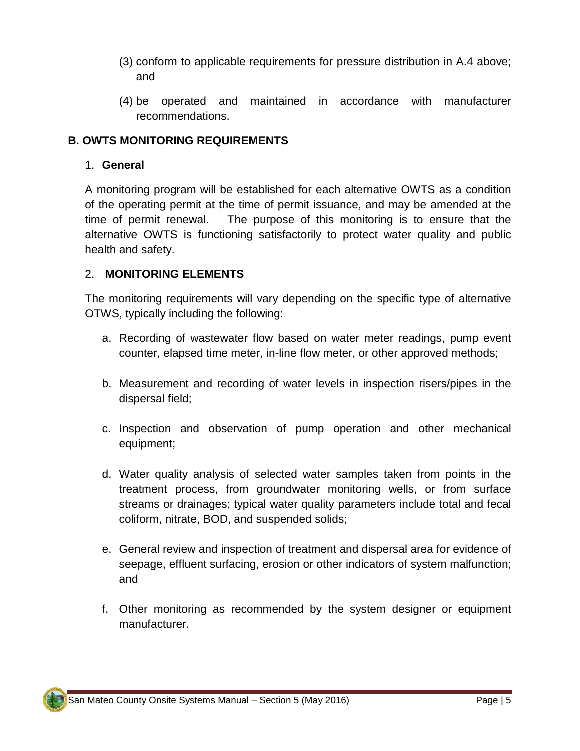(3) conform to applicable requirements for pressure distribution in A.4 above; and

(4) be operated and maintained in accordance with manufacturer recommendations.

## B. OWTS MONITORING REQUIREMENTS

### 1. General

A monitoring program will be established for each alternative OWTS as a condition of the operating permit at the time of permit issuance, and may be amended at the time of permit renewal. The purpose of this monitoring is to ensure that the alternative OWTS is functioning satisfactorily to protect water quality and public health and safety.

### 2. MONITORING ELEMENTS

The monitoring requirements will vary depending on the specific type of alternative OTWS, typically including the following:

a. Recording of wastewater flow based on water meter readings, pump event counter, elapsed time meter, in-line flow meter, or other approved methods;

b. Measurement and recording of water levels in inspection risers/pipes in the dispersal field;

c. Inspection and observation of pump operation and other mechanical equipment;

d. Water quality analysis of selected water samples taken from points in the treatment process, from groundwater monitoring wells, or from surface streams or drainages; typical water quality parameters include total and fecal coliform, nitrate, BOD, and suspended solids;

e. General review and inspection of treatment and dispersal area for evidence of seepage, effluent surfacing, erosion or other indicators of system malfunction; and

f. Other monitoring as recommended by the system designer or equipment manufacturer.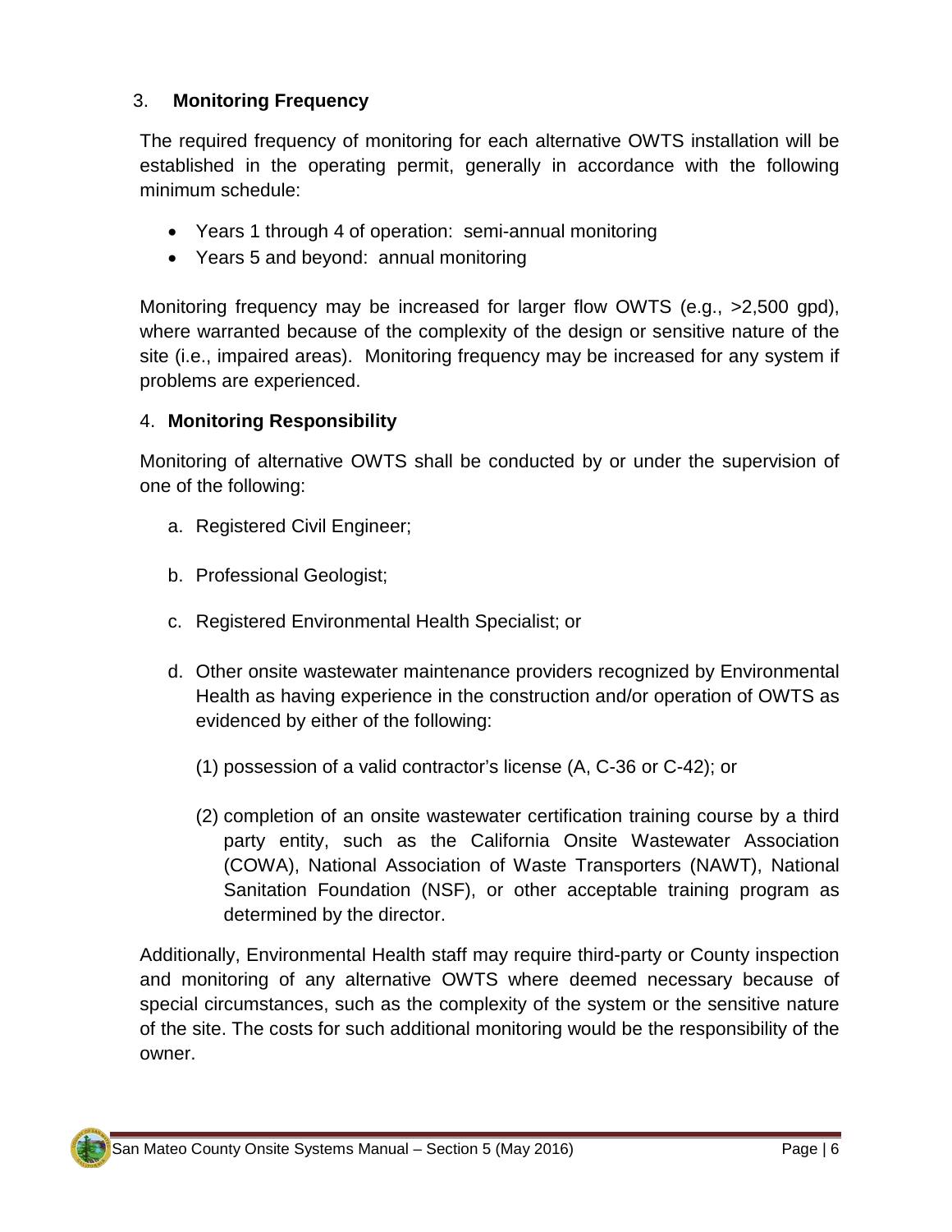### 3. **Monitoring Frequency**

The required frequency of monitoring for each alternative OWTS installation will be established in the operating permit, generally in accordance with the following minimum schedule:

- Years 1 through 4 of operation: semi-annual monitoring
- Years 5 and beyond: annual monitoring

Monitoring frequency may be increased for larger flow OWTS (e.g., >2,500 gpd), where warranted because of the complexity of the design or sensitive nature of the site (i.e., impaired areas). Monitoring frequency may be increased for any system if problems are experienced.

### 4. **Monitoring Responsibility**

Monitoring of alternative OWTS shall be conducted by or under the supervision of one of the following:

a. Registered Civil Engineer;

b. Professional Geologist;

c. Registered Environmental Health Specialist; or

d. Other onsite wastewater maintenance providers recognized by Environmental Health as having experience in the construction and/or operation of OWTS as evidenced by either of the following:

   (1) possession of a valid contractor's license (A, C-36 or C-42); or

   (2) completion of an onsite wastewater certification training course by a third party entity, such as the California Onsite Wastewater Association (COWA), National Association of Waste Transporters (NAWT), National Sanitation Foundation (NSF), or other acceptable training program as determined by the director.

Additionally, Environmental Health staff may require third-party or County inspection and monitoring of any alternative OWTS where deemed necessary because of special circumstances, such as the complexity of the system or the sensitive nature of the site. The costs for such additional monitoring would be the responsibility of the owner.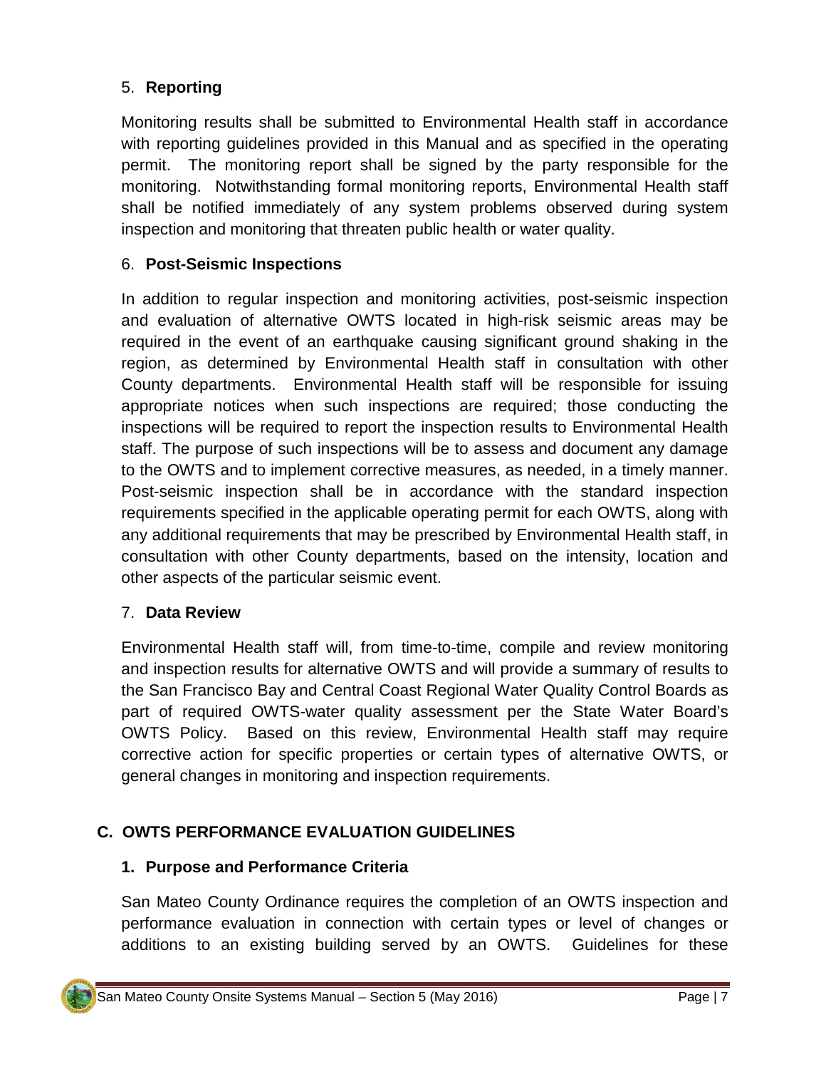### 5. **Reporting**

Monitoring results shall be submitted to Environmental Health staff in accordance with reporting guidelines provided in this Manual and as specified in the operating permit. The monitoring report shall be signed by the party responsible for the monitoring. Notwithstanding formal monitoring reports, Environmental Health staff shall be notified immediately of any system problems observed during system inspection and monitoring that threaten public health or water quality.

### 6. **Post-Seismic Inspections**

In addition to regular inspection and monitoring activities, post-seismic inspection and evaluation of alternative OWTS located in high-risk seismic areas may be required in the event of an earthquake causing significant ground shaking in the region, as determined by Environmental Health staff in consultation with other County departments. Environmental Health staff will be responsible for issuing appropriate notices when such inspections are required; those conducting the inspections will be required to report the inspection results to Environmental Health staff. The purpose of such inspections will be to assess and document any damage to the OWTS and to implement corrective measures, as needed, in a timely manner. Post-seismic inspection shall be in accordance with the standard inspection requirements specified in the applicable operating permit for each OWTS, along with any additional requirements that may be prescribed by Environmental Health staff, in consultation with other County departments, based on the intensity, location and other aspects of the particular seismic event.

### 7. **Data Review**

Environmental Health staff will, from time-to-time, compile and review monitoring and inspection results for alternative OWTS and will provide a summary of results to the San Francisco Bay and Central Coast Regional Water Quality Control Boards as part of required OWTS-water quality assessment per the State Water Board's OWTS Policy. Based on this review, Environmental Health staff may require corrective action for specific properties or certain types of alternative OWTS, or general changes in monitoring and inspection requirements.

## C. OWTS PERFORMANCE EVALUATION GUIDELINES

### 1. Purpose and Performance Criteria

San Mateo County Ordinance requires the completion of an OWTS inspection and performance evaluation in connection with certain types or level of changes or additions to an existing building served by an OWTS. Guidelines for these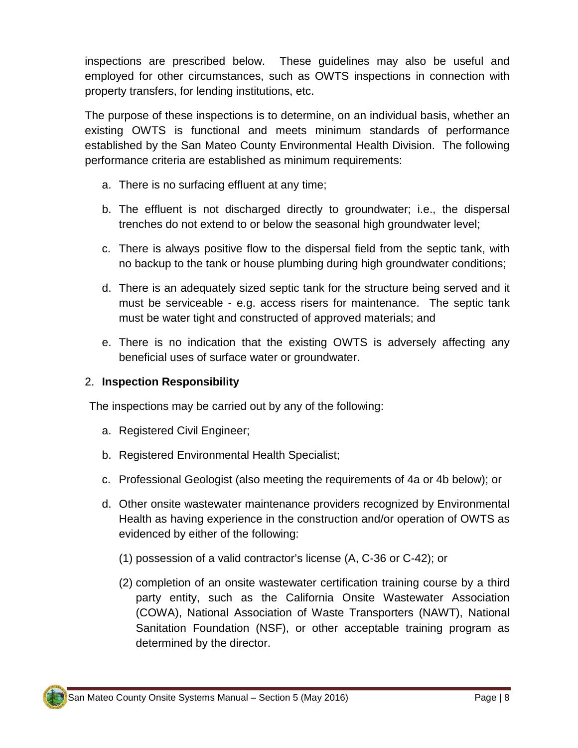inspections are prescribed below. These guidelines may also be useful and employed for other circumstances, such as OWTS inspections in connection with property transfers, for lending institutions, etc.

The purpose of these inspections is to determine, on an individual basis, whether an existing OWTS is functional and meets minimum standards of performance established by the San Mateo County Environmental Health Division. The following performance criteria are established as minimum requirements:

a. There is no surfacing effluent at any time;

b. The effluent is not discharged directly to groundwater; i.e., the dispersal trenches do not extend to or below the seasonal high groundwater level;

c. There is always positive flow to the dispersal field from the septic tank, with no backup to the tank or house plumbing during high groundwater conditions;

d. There is an adequately sized septic tank for the structure being served and it must be serviceable - e.g. access risers for maintenance. The septic tank must be water tight and constructed of approved materials; and

e. There is no indication that the existing OWTS is adversely affecting any beneficial uses of surface water or groundwater.

## 2. **Inspection Responsibility**

The inspections may be carried out by any of the following:

a. Registered Civil Engineer;

b. Registered Environmental Health Specialist;

c. Professional Geologist (also meeting the requirements of 4a or 4b below); or

d. Other onsite wastewater maintenance providers recognized by Environmental Health as having experience in the construction and/or operation of OWTS as evidenced by either of the following:

   (1) possession of a valid contractor's license (A, C-36 or C-42); or

   (2) completion of an onsite wastewater certification training course by a third party entity, such as the California Onsite Wastewater Association (COWA), National Association of Waste Transporters (NAWT), National Sanitation Foundation (NSF), or other acceptable training program as determined by the director.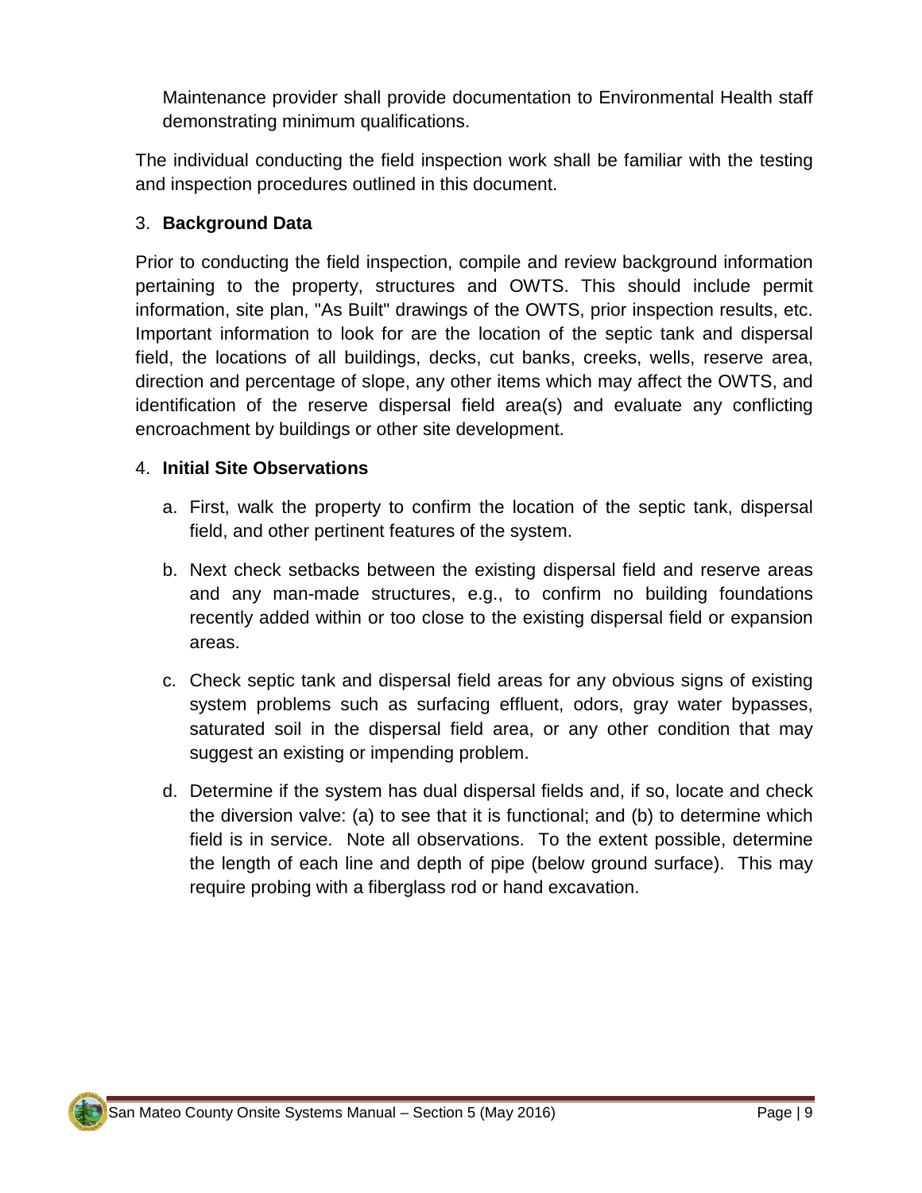Maintenance provider shall provide documentation to Environmental Health staff demonstrating minimum qualifications.

The individual conducting the field inspection work shall be familiar with the testing and inspection procedures outlined in this document.

3. **Background Data**

Prior to conducting the field inspection, compile and review background information pertaining to the property, structures and OWTS. This should include permit information, site plan, "As Built" drawings of the OWTS, prior inspection results, etc. Important information to look for are the location of the septic tank and dispersal field, the locations of all buildings, decks, cut banks, creeks, wells, reserve area, direction and percentage of slope, any other items which may affect the OWTS, and identification of the reserve dispersal field area(s) and evaluate any conflicting encroachment by buildings or other site development.

4. **Initial Site Observations**

   a. First, walk the property to confirm the location of the septic tank, dispersal field, and other pertinent features of the system.

   b. Next check setbacks between the existing dispersal field and reserve areas and any man-made structures, e.g., to confirm no building foundations recently added within or too close to the existing dispersal field or expansion areas.

   c. Check septic tank and dispersal field areas for any obvious signs of existing system problems such as surfacing effluent, odors, gray water bypasses, saturated soil in the dispersal field area, or any other condition that may suggest an existing or impending problem.

   d. Determine if the system has dual dispersal fields and, if so, locate and check the diversion valve: (a) to see that it is functional; and (b) to determine which field is in service. Note all observations. To the extent possible, determine the length of each line and depth of pipe (below ground surface). This may require probing with a fiberglass rod or hand excavation.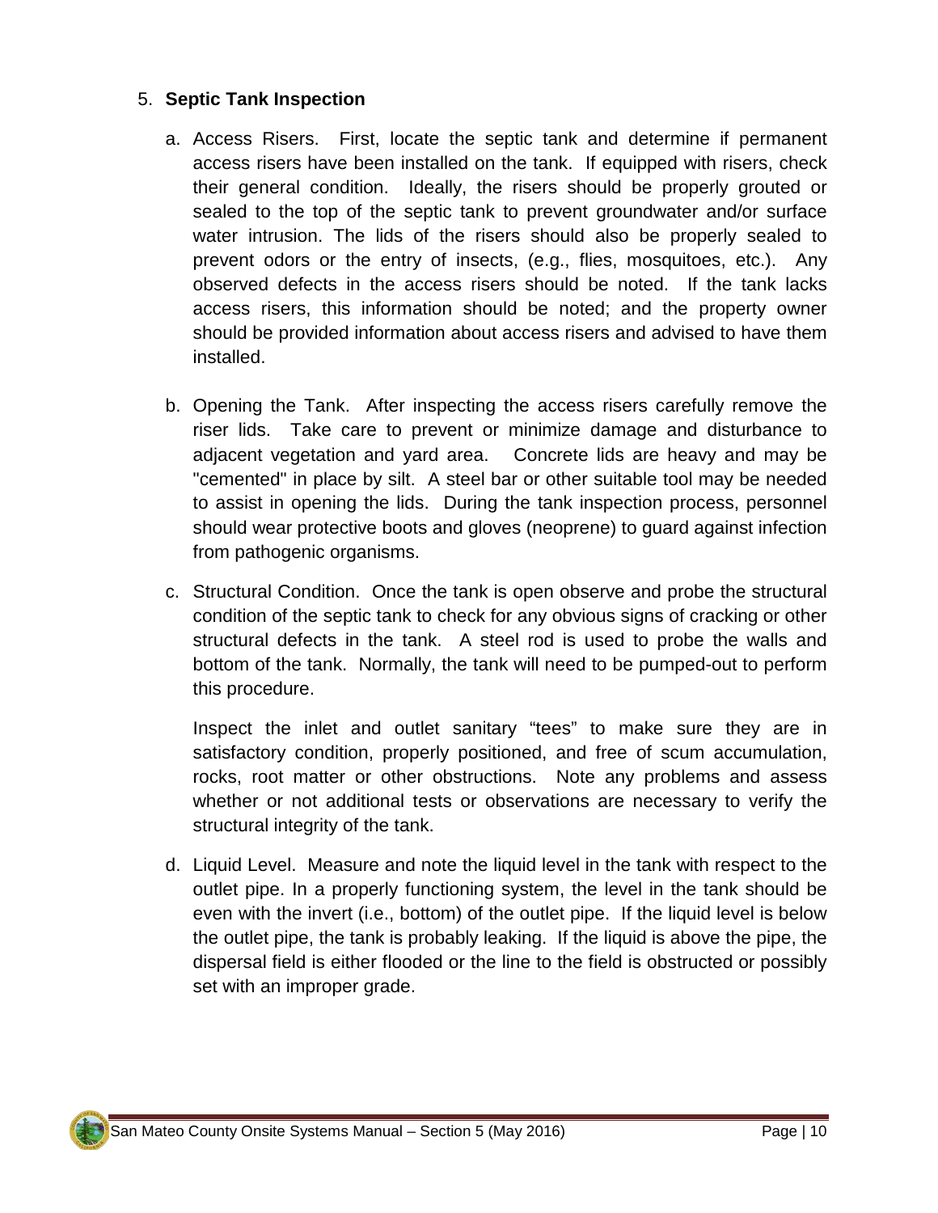5. **Septic Tank Inspection**

   a. Access Risers. First, locate the septic tank and determine if permanent access risers have been installed on the tank. If equipped with risers, check their general condition. Ideally, the risers should be properly grouted or sealed to the top of the septic tank to prevent groundwater and/or surface water intrusion. The lids of the risers should also be properly sealed to prevent odors or the entry of insects, (e.g., flies, mosquitoes, etc.). Any observed defects in the access risers should be noted. If the tank lacks access risers, this information should be noted; and the property owner should be provided information about access risers and advised to have them installed.

   b. Opening the Tank. After inspecting the access risers carefully remove the riser lids. Take care to prevent or minimize damage and disturbance to adjacent vegetation and yard area. Concrete lids are heavy and may be "cemented" in place by silt. A steel bar or other suitable tool may be needed to assist in opening the lids. During the tank inspection process, personnel should wear protective boots and gloves (neoprene) to guard against infection from pathogenic organisms.

   c. Structural Condition. Once the tank is open observe and probe the structural condition of the septic tank to check for any obvious signs of cracking or other structural defects in the tank. A steel rod is used to probe the walls and bottom of the tank. Normally, the tank will need to be pumped-out to perform this procedure.

      Inspect the inlet and outlet sanitary “tees” to make sure they are in satisfactory condition, properly positioned, and free of scum accumulation, rocks, root matter or other obstructions. Note any problems and assess whether or not additional tests or observations are necessary to verify the structural integrity of the tank.

   d. Liquid Level. Measure and note the liquid level in the tank with respect to the outlet pipe. In a properly functioning system, the level in the tank should be even with the invert (i.e., bottom) of the outlet pipe. If the liquid level is below the outlet pipe, the tank is probably leaking. If the liquid is above the pipe, the dispersal field is either flooded or the line to the field is obstructed or possibly set with an improper grade.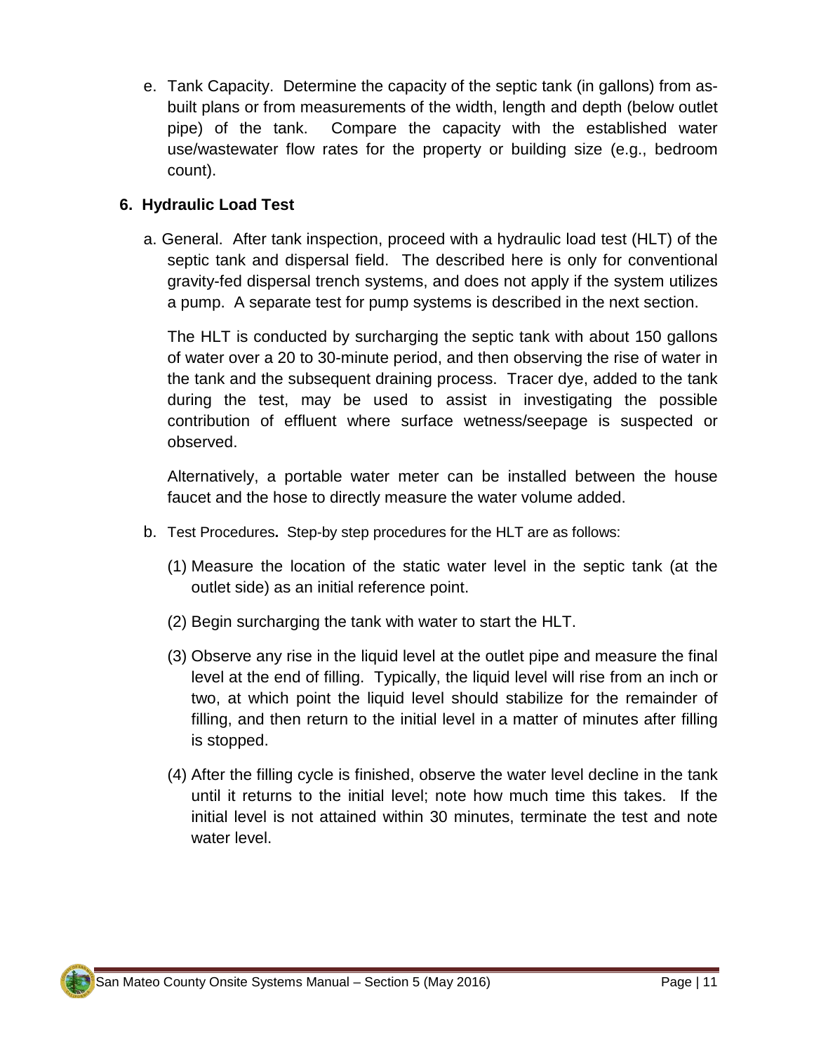e. Tank Capacity. Determine the capacity of the septic tank (in gallons) from as-built plans or from measurements of the width, length and depth (below outlet pipe) of the tank. Compare the capacity with the established water use/wastewater flow rates for the property or building size (e.g., bedroom count).

## 6. Hydraulic Load Test

a. General. After tank inspection, proceed with a hydraulic load test (HLT) of the septic tank and dispersal field. The described here is only for conventional gravity-fed dispersal trench systems, and does not apply if the system utilizes a pump. A separate test for pump systems is described in the next section.

The HLT is conducted by surcharging the septic tank with about 150 gallons of water over a 20 to 30-minute period, and then observing the rise of water in the tank and the subsequent draining process. Tracer dye, added to the tank during the test, may be used to assist in investigating the possible contribution of effluent where surface wetness/seepage is suspected or observed.

Alternatively, a portable water meter can be installed between the house faucet and the hose to directly measure the water volume added.

b. Test Procedures**.** Step-by step procedures for the HLT are as follows:

(1) Measure the location of the static water level in the septic tank (at the outlet side) as an initial reference point.

(2) Begin surcharging the tank with water to start the HLT.

(3) Observe any rise in the liquid level at the outlet pipe and measure the final level at the end of filling. Typically, the liquid level will rise from an inch or two, at which point the liquid level should stabilize for the remainder of filling, and then return to the initial level in a matter of minutes after filling is stopped.

(4) After the filling cycle is finished, observe the water level decline in the tank until it returns to the initial level; note how much time this takes. If the initial level is not attained within 30 minutes, terminate the test and note water level.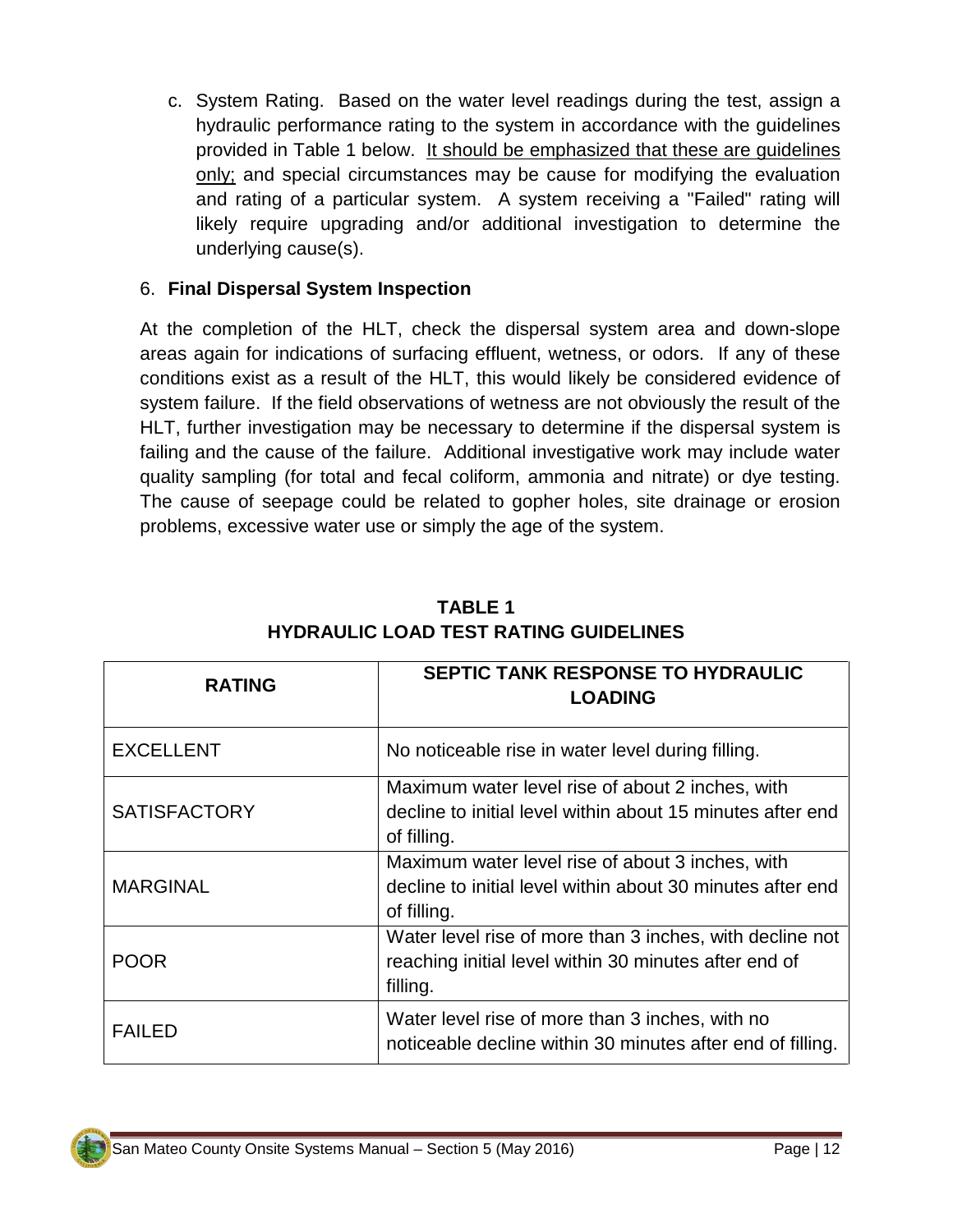c. System Rating. Based on the water level readings during the test, assign a hydraulic performance rating to the system in accordance with the guidelines provided in Table 1 below. <u>It should be emphasized that these are guidelines only;</u> and special circumstances may be cause for modifying the evaluation and rating of a particular system. A system receiving a "Failed" rating will likely require upgrading and/or additional investigation to determine the underlying cause(s).

6. **Final Dispersal System Inspection**

At the completion of the HLT, check the dispersal system area and down-slope areas again for indications of surfacing effluent, wetness, or odors. If any of these conditions exist as a result of the HLT, this would likely be considered evidence of system failure. If the field observations of wetness are not obviously the result of the HLT, further investigation may be necessary to determine if the dispersal system is failing and the cause of the failure. Additional investigative work may include water quality sampling (for total and fecal coliform, ammonia and nitrate) or dye testing. The cause of seepage could be related to gopher holes, site drainage or erosion problems, excessive water use or simply the age of the system.

**TABLE 1**
**HYDRAULIC LOAD TEST RATING GUIDELINES**

| RATING | SEPTIC TANK RESPONSE TO HYDRAULIC LOADING |
|---|---|
| EXCELLENT | No noticeable rise in water level during filling. |
| SATISFACTORY | Maximum water level rise of about 2 inches, with decline to initial level within about 15 minutes after end of filling. |
| MARGINAL | Maximum water level rise of about 3 inches, with decline to initial level within about 30 minutes after end of filling. |
| POOR | Water level rise of more than 3 inches, with decline not reaching initial level within 30 minutes after end of filling. |
| FAILED | Water level rise of more than 3 inches, with no noticeable decline within 30 minutes after end of filling. |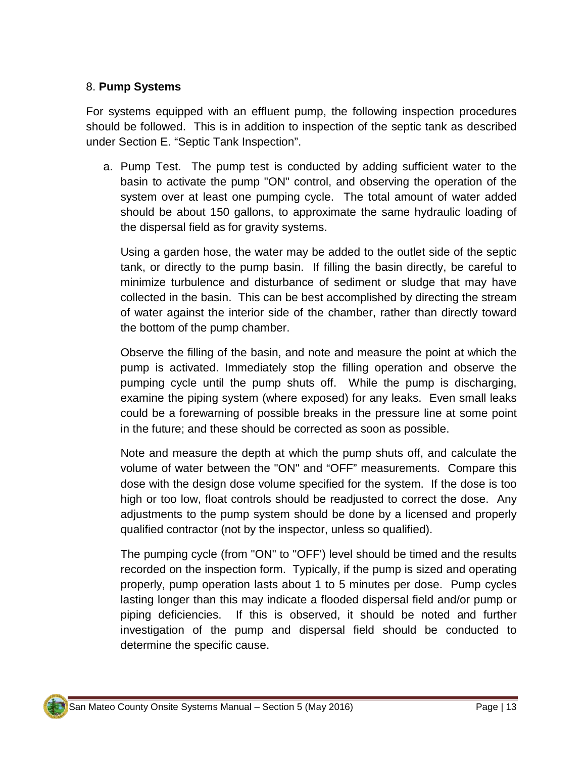8. **Pump Systems**

For systems equipped with an effluent pump, the following inspection procedures should be followed. This is in addition to inspection of the septic tank as described under Section E. “Septic Tank Inspection”.

a. Pump Test. The pump test is conducted by adding sufficient water to the basin to activate the pump "ON" control, and observing the operation of the system over at least one pumping cycle. The total amount of water added should be about 150 gallons, to approximate the same hydraulic loading of the dispersal field as for gravity systems.

   Using a garden hose, the water may be added to the outlet side of the septic tank, or directly to the pump basin. If filling the basin directly, be careful to minimize turbulence and disturbance of sediment or sludge that may have collected in the basin. This can be best accomplished by directing the stream of water against the interior side of the chamber, rather than directly toward the bottom of the pump chamber.

   Observe the filling of the basin, and note and measure the point at which the pump is activated. Immediately stop the filling operation and observe the pumping cycle until the pump shuts off. While the pump is discharging, examine the piping system (where exposed) for any leaks. Even small leaks could be a forewarning of possible breaks in the pressure line at some point in the future; and these should be corrected as soon as possible.

   Note and measure the depth at which the pump shuts off, and calculate the volume of water between the "ON" and “OFF” measurements. Compare this dose with the design dose volume specified for the system. If the dose is too high or too low, float controls should be readjusted to correct the dose. Any adjustments to the pump system should be done by a licensed and properly qualified contractor (not by the inspector, unless so qualified).

   The pumping cycle (from "ON" to "OFF') level should be timed and the results recorded on the inspection form. Typically, if the pump is sized and operating properly, pump operation lasts about 1 to 5 minutes per dose. Pump cycles lasting longer than this may indicate a flooded dispersal field and/or pump or piping deficiencies. If this is observed, it should be noted and further investigation of the pump and dispersal field should be conducted to determine the specific cause.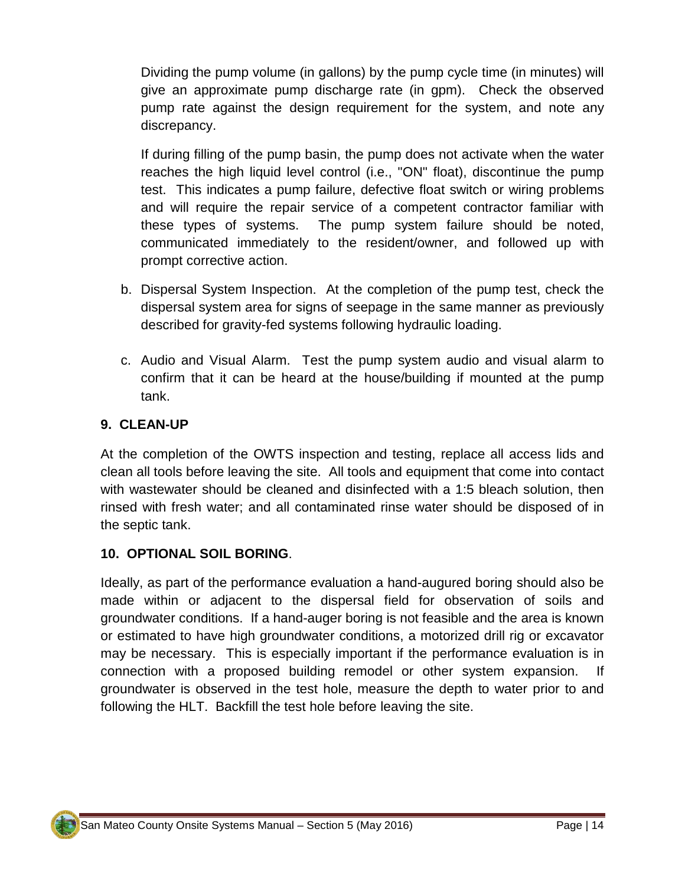Dividing the pump volume (in gallons) by the pump cycle time (in minutes) will give an approximate pump discharge rate (in gpm). Check the observed pump rate against the design requirement for the system, and note any discrepancy.

If during filling of the pump basin, the pump does not activate when the water reaches the high liquid level control (i.e., "ON" float), discontinue the pump test. This indicates a pump failure, defective float switch or wiring problems and will require the repair service of a competent contractor familiar with these types of systems. The pump system failure should be noted, communicated immediately to the resident/owner, and followed up with prompt corrective action.

b. Dispersal System Inspection. At the completion of the pump test, check the dispersal system area for signs of seepage in the same manner as previously described for gravity-fed systems following hydraulic loading.

c. Audio and Visual Alarm. Test the pump system audio and visual alarm to confirm that it can be heard at the house/building if mounted at the pump tank.

## 9. CLEAN-UP

At the completion of the OWTS inspection and testing, replace all access lids and clean all tools before leaving the site. All tools and equipment that come into contact with wastewater should be cleaned and disinfected with a 1:5 bleach solution, then rinsed with fresh water; and all contaminated rinse water should be disposed of in the septic tank.

## 10. OPTIONAL SOIL BORING.

Ideally, as part of the performance evaluation a hand-augured boring should also be made within or adjacent to the dispersal field for observation of soils and groundwater conditions. If a hand-auger boring is not feasible and the area is known or estimated to have high groundwater conditions, a motorized drill rig or excavator may be necessary. This is especially important if the performance evaluation is in connection with a proposed building remodel or other system expansion. If groundwater is observed in the test hole, measure the depth to water prior to and following the HLT. Backfill the test hole before leaving the site.